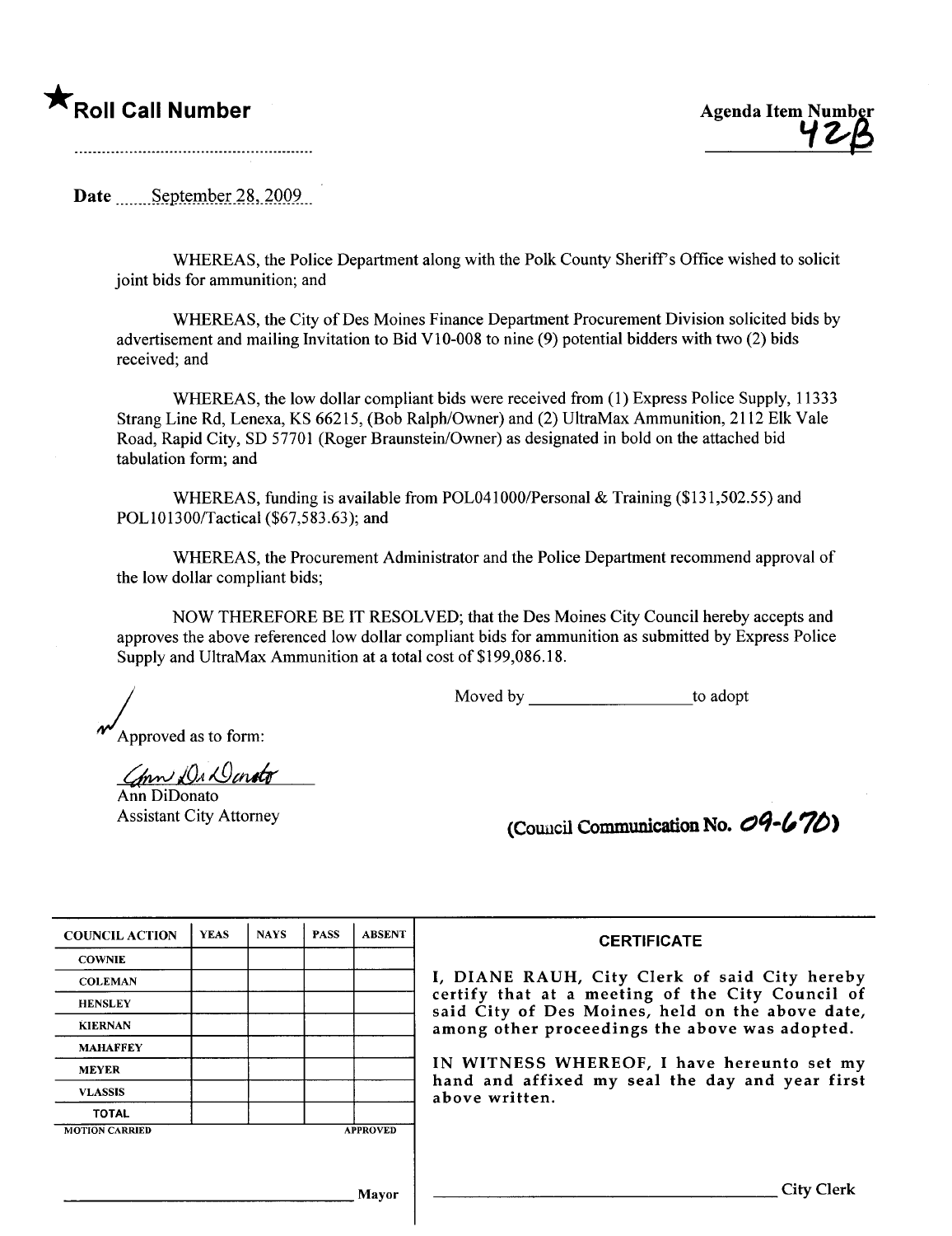★**Roll Call Number**

........................................................

**Agenda Item Number**
42B

Date September 28, 2009

WHEREAS, the Police Department along with the Polk County Sheriff's Office wished to solicit joint bids for ammunition; and

WHEREAS, the City of Des Moines Finance Department Procurement Division solicited bids by advertisement and mailing Invitation to Bid V10-008 to nine (9) potential bidders with two (2) bids received; and

WHEREAS, the low dollar compliant bids were received from (1) Express Police Supply, 11333 Strang Line Rd, Lenexa, KS 66215, (Bob Ralph/Owner) and (2) UltraMax Ammunition, 2112 Elk Vale Road, Rapid City, SD 57701 (Roger Braunstein/Owner) as designated in bold on the attached bid tabulation form; and

WHEREAS, funding is available from POL041000/Personal & Training ($131,502.55) and POL101300/Tactical ($67,583.63); and

WHEREAS, the Procurement Administrator and the Police Department recommend approval of the low dollar compliant bids;

NOW THEREFORE BE IT RESOLVED; that the Des Moines City Council hereby accepts and approves the above referenced low dollar compliant bids for ammunition as submitted by Express Police Supply and UltraMax Ammunition at a total cost of $199,086.18.

Moved by ____________________ to adopt

Approved as to form:

Ann DiDonato
Ann DiDonato
Assistant City Attorney

(Council Communication No. 09-670)

| COUNCIL ACTION | YEAS | NAYS | PASS | ABSENT |
|---|---|---|---|---|
| COWNIE | | | | |
| COLEMAN | | | | |
| HENSLEY | | | | |
| KIERNAN | | | | |
| MAHAFFEY | | | | |
| MEYER | | | | |
| VLASSIS | | | | |
| TOTAL | | | | |
| MOTION CARRIED | | | | APPROVED |

____________________ Mayor

**CERTIFICATE**

I, DIANE RAUH, City Clerk of said City hereby certify that at a meeting of the City Council of said City of Des Moines, held on the above date, among other proceedings the above was adopted.

IN WITNESS WHEREOF, I have hereunto set my hand and affixed my seal the day and year first above written.

____________________ City Clerk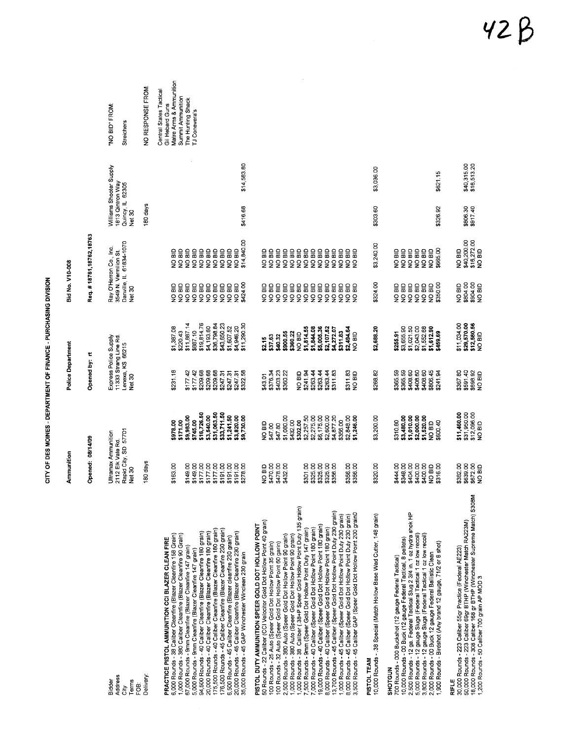42B

# CITY OF DES MOINES - DEPARTMENT OF FINANCE - PURCHASING DIVISION

| Ammunition | Police Department | Bid No. V10-008 |
|---|---|---|
| Opened: 08/14/09 | Opened by: rt | Req. # 18761,18762,18763 |

| Bidder | Ultramax Ammunition | | Express Police Supply | | Ray O'Herron Co., Inc. | | Williams Shooter Supply | |
|---|---|---|---|---|---|---|---|---|
| Address | 2112 Elk Vale Rd. | | 11333 Strang Line Rd. | | 3549 N. Vermilion St. | | 1613 Qhron Way | |
| City | Rapid City, SD 57701 | | Lenexa, KS 66215 | | Danville, IL 61834-1070 | | Quincy, IL 62305 | |
| Terms | Net 30 | | Net 30 | | Net 30 | | Net 30 | |
| FOB: | | | | | | | | |
| Delivery: | 180 days | | | | | | 180 days | |
| **PRACTICE PISTOL AMMUNITION CCI BLAZER CLEAN FIRE** | | | | | | | | |
| 6,000 Rounds - 38 Caliber Cleanfire (Blazer Cleanfire 158 Grain) | $163.00 | $978.00 | $231.18 | $1,387.08 | NO BID | NO BID | | |
| 1,000 Rounds - 380 Caliber Cleanfire (Blazer Cleanfire 90 Grain) | | $171.00 | | $220.43 | NO BID | NO BID | | |
| 67,000 Rounds - 9mm Cleanfire (Blazer Cleanfire 147 grain) | $149.00 | $9,983.00 | $177.42 | $11,887.14 | NO BID | NO BID | | |
| 5,000 Rounds - 9mm Cleanfire (Blazer Cleanfire 147 grain) | $149.00 | $745.00 | $177.42 | $887.10 | NO BID | NO BID | | |
| 94,500 Rounds - 40 Caliber Cleanfire (Blazer Cleanfire 180 grain) | $177.00 | $16,726.50 | $209.68 | $19,814.76 | NO BID | NO BID | | |
| 20,000 Rounds - 40 Caliber Cleanfire (Blazer Cleanfire 180 grain) | $177.00 | $3,540.00 | $209.68 | $4,193.60 | NO BID | NO BID | | |
| 175,500 Rounds - 40 Caliber Cleanfire (Blazer Cleanfire 180 grain) | $177.00 | $31,063.50 | $209.68 | $36,798.84 | NO BID | NO BID | | |
| 176,500 Rounds - 45 Caliber Cleanfire (Blazer Cleanfire 230 grain) | $191.00 | $33,711.50 | $247.31 | $43,650.23 | NO BID | NO BID | | |
| 6,500 Rounds - 45 Caliber Cleanfire (Blazer cleanfire 230 grain) | $191.00 | $1,241.50 | $247.31 | $1,607.52 | NO BID | NO BID | | |
| 20,000 Rounds - 45 Caliber Cleanfire (Blazer Cleanfire 230 grain) | $191.00 | $3,820.00 | $247.31 | $4,946.20 | NO BID | NO BID | | |
| 35,000 Rounds - 45 GAP Winchester Winclean 230 grain | $278.00 | $9,730.00 | $322.58 | $11,290.30 | $424.00 | $14,840.00 | $416.68 | $14,583.60 |
| **PISTOL DUTY AMMUNITION SPEER GOLD DOT HOLLOW POINT** | | | | | | | | |
| 50 Rounds - 22 Caliber (CCI Velocitor Gold Dot Hollow Point 40 grain) | NO BID | NO BID | $43.01 | $2.15 | NO BID | NO BID | | |
| 100 Rounds - 25 Auto (Speer Gold Dot Hollow Point 35 grain) | $470.00 | $47.00 | $376.34 | $37.63 | NO BID | NO BID | | |
| 100 Rounds - 32 Auto (Speer Gold Dot Hollow Point 60 garin) | $478.00 | $47.80 | $403.23 | $40.32 | NO BID | NO BID | | |
| 2,500 Rounds - 380 Auto (Speer Gold Dot Hollow Point 90 grain) | $432.00 | $1,080.00 | $360.22 | $900.55 | NO BID | NO BID | | |
| 1,000 Rounds - 380 Auto (Speer Gold Dot Hollow Point 90 grain) | | $432.00 | | $360.22 | NO BID | NO BID | | |
| 1,000 Rounds - 38 Caliber ( 38+P Speer Gold Hollow Point Duty 135 grain) | | $302.00 | NO BID | NO BID | NO BID | NO BID | | |
| 7,500 Rounds - 9mm (Speer Gold Dot Hollow Point Duty 147 grain) | $301.00 | $2,257.50 | $241.94 | $1,814.55 | NO BID | NO BID | | |
| 7,000 Rounds - 40 Caliber (Speer Gold Dot Hollow Point 180 grain) | $325.00 | $2,275.00 | $263.44 | $1,844.08 | NO BID | NO BID | | |
| 19,000 Rounds - 40 Caliber (Speer Gold Dot Hollow Point 180 grain) | $325.00 | $6,175.00 | $263.44 | $5,005.36 | NO BID | NO BID | | |
| 8,000 Rounds - 40 Caliber (Speer Gold Dot Hollow Point 180 grain) | $325.00 | $2,600.00 | $263.44 | $2,107.52 | NO BID | NO BID | | |
| 13,700 Rounds - 45 Caliber (Speer Gold Dot Hollow Point Duty 230 grain) | $356.00 | $4,877.20 | $311.83 | $4,272.07 | NO BID | NO BID | | |
| 1,000 Rounds - 45 Caliber (Speer Gold Dot Hollow Point Duty 230 grain) | | $356.00 | | $311.83 | NO BID | NO BID | | |
| 8,000 Rounds - 45 Caliber (Speer Gold Dot Hollow Point Duty 230 grain) | $356.00 | $2,848.00 | $311.83 | $2,494.64 | NO BID | NO BID | | |
| 3,500 Rounds - 45 Caliber GAP (Speer Gold Dot Hollow Point 200 grain0 | $356.00 | $1,246.00 | NO BID | NO BID | NO BID | NO BID | | |
| **PISTOL TEAM** | | | | | | | | |
| 10,000 Rounds - .38 Special (Match Hollow Base Wad Cutter, 148 grain) | $320.00 | $3,200.00 | $268.82 | $2,688.20 | $324.00 | $3,240.00 | $303.60 | $3,036.00 |
| **SHOTGUN** | | | | | | | | |
| 700 Rounds - 000 Buckshot (12 gauge Federal Tactical) | $444.00 | $310.80 | $365.59 | $255.91 | NO BID | NO BID | | |
| 10,000 Rounds - 00 Buck (12 gauge Federal Tactical, 8 pellets) | $348.00 | $3,480.00 | $365.59 | $3,655.90 | NO BID | NO BID | | |
| 2,500 Rounds - 12 ga. Federal Tactical Slug 2 3/4 in. 1 oz hydra shok HP | $404.00 | $1,010.00 | $408.60 | $1,021.50 | NO BID | NO BID | | |
| 5,000 Rounds - 12 gauge Slugs (Federal Tactical 1 oz low recoil) | $400.00 | $2,000.00 | $408.60 | $2,043.00 | NO BID | NO BID | | |
| 3,800 Rounds - 12 gauge Slugs (Federal Tactical 1 oz low recoil) | $400.00 | $1,520.00 | $408.60 | $1,552.68 | NO BID | NO BID | | |
| 2,000 Rounds - 00 Buck 12 gauge Federal Ballistic Clean | NO BID | NO BID | $806.45 | $1,612.90 | NO BID | NO BID | | |
| 1,900 Rounds - Birdshot (Any brand 12 gauge, 71/2 or 8 shot) | $316.00 | $600.40 | $241.94 | $459.69 | $350.00 | $665.00 | $326.92 | $621.15 |
| **RIFLE** | | | | | | | | |
| 30,000 Rounds - 223 Caliber 55gr Practice (Federal AE223) | $382.00 | $11,460.00 | $367.80 | $11,034.00 | NO BID | NO BID | | |
| 50,000 Rounds - 223 Caliber 69gr BTHP (Winchester Match RA223M) | $639.00 | $31,950.00 | $591.40 | $29,570.00 | $804.00 | $40,200.00 | $806.30 | $40,315.00 |
| 18,000 Rounds - 308 Caliber 168 gr BTHP (Winchester Supreme Match) $308M | $672.00 | $12,096.00 | $698.92 | $12,580.56 | $904.00 | $16,272.00 | $917.40 | $16,513.20 |
| 1,200 Rounds - 50 Caliber 700 grain AP MOD 3 | NO BID | NO BID | NO BID | NO BID | NO BID | NO BID | | |

"NO BID" FROM:

Streichers

NO RESPONSE FROM:

Central States Tactical
Gil Hebard Guns
Matre Arms & Ammunition
Summit Ammunition
The Hunting Shack
TJ Conevera's